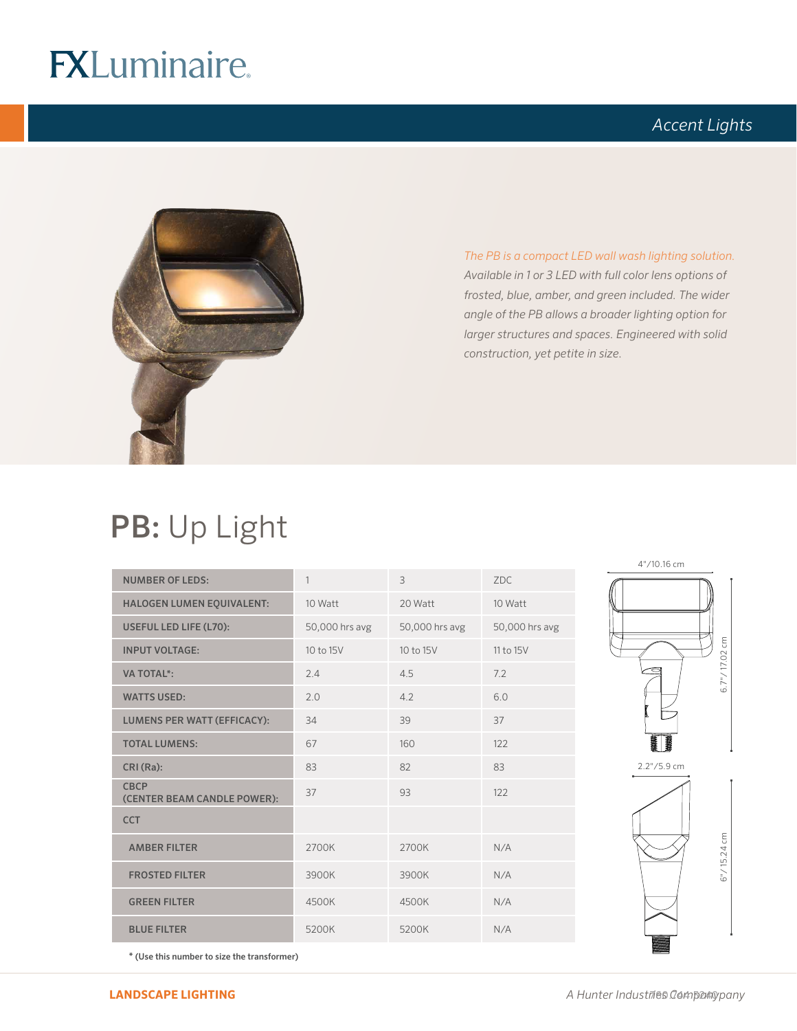# FXLuminaire

*Accent Lights*

*The PB is a compact LED wall wash lighting solution. Available in 1 or 3 LED with full color lens options of frosted, blue, amber, and green included. The wider angle of the PB allows a broader lighting option for larger structures and spaces. Engineered with solid construction, yet petite in size.*

## **PB:** Up Light

| NUMBER OF LEDS: | 1 | 3 | ZDC |
|---|---|---|---|
| HALOGEN LUMEN EQUIVALENT: | 10 Watt | 20 Watt | 10 Watt |
| USEFUL LED LIFE (L70): | 50,000 hrs avg | 50,000 hrs avg | 50,000 hrs avg |
| INPUT VOLTAGE: | 10 to 15V | 10 to 15V | 11 to 15V |
| VA TOTAL*: | 2.4 | 4.5 | 7.2 |
| WATTS USED: | 2.0 | 4.2 | 6.0 |
| LUMENS PER WATT (EFFICACY): | 34 | 39 | 37 |
| TOTAL LUMENS: | 67 | 160 | 122 |
| CRI (Ra): | 83 | 82 | 83 |
| CBCP (CENTER BEAM CANDLE POWER): | 37 | 93 | 122 |
| CCT | | | |
| AMBER FILTER | 2700K | 2700K | N/A |
| FROSTED FILTER | 3900K | 3900K | N/A |
| GREEN FILTER | 4500K | 4500K | N/A |
| BLUE FILTER | 5200K | 5200K | N/A |

\* (Use this number to size the transformer)

4"/10.16 cm

6.7"/17.02 cm

2.2"/5.9 cm

6"/15.24 cm

**LANDSCAPE LIGHTING**

*A Hunter Industries Company*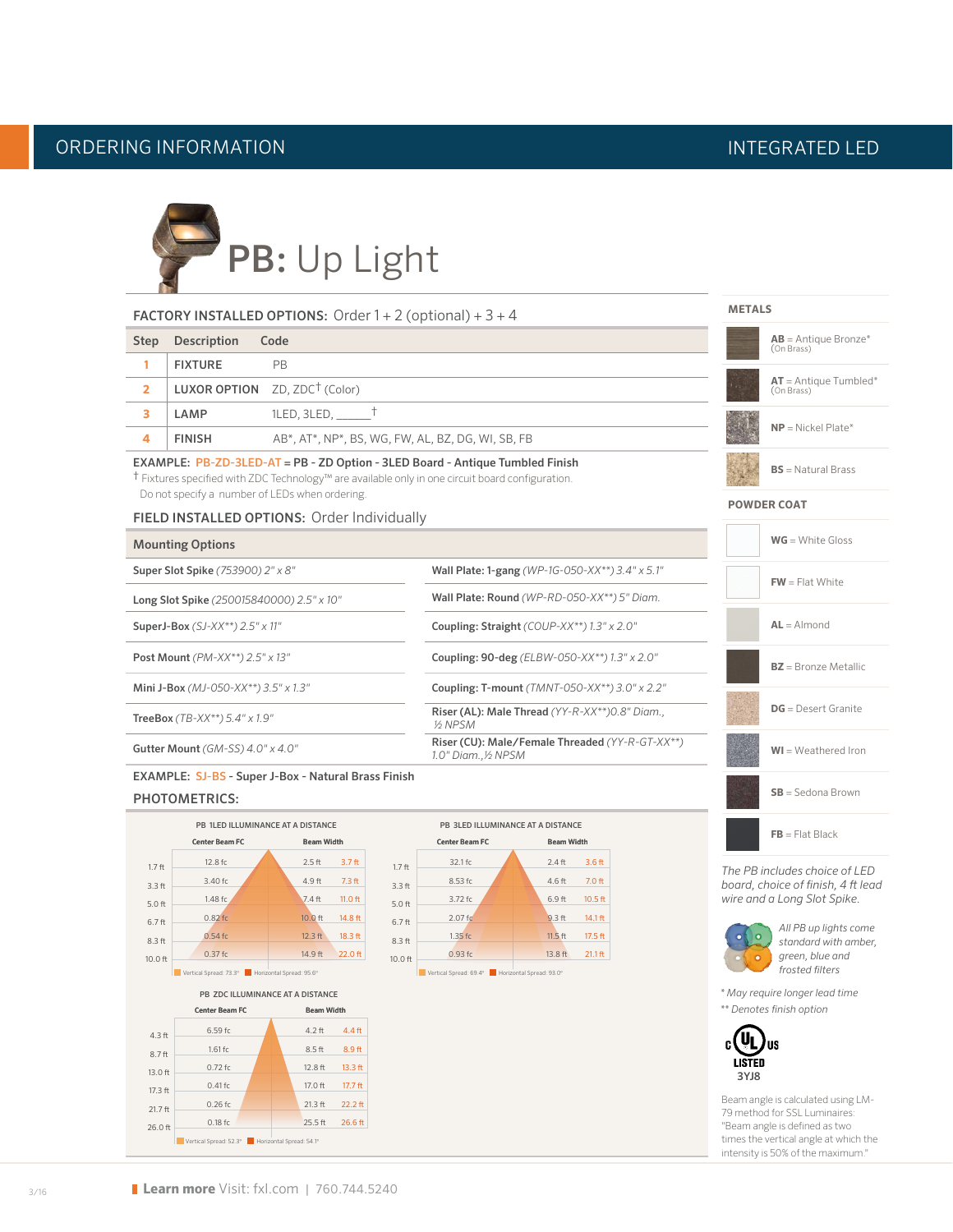# ORDERING INFORMATION

INTEGRATED LED

# PB: Up Light

**FACTORY INSTALLED OPTIONS:** Order 1 + 2 (optional) + 3 + 4

| Step | Description | Code |
|---|---|---|
| 1 | FIXTURE | PB |
| 2 | LUXOR OPTION | ZD, ZDC† (Color) |
| 3 | LAMP | 1LED, 3LED, _____† |
| 4 | FINISH | AB*, AT*, NP*, BS, WG, FW, AL, BZ, DG, WI, SB, FB |

**EXAMPLE: PB-ZD-3LED-AT = PB - ZD Option - 3LED Board - Antique Tumbled Finish**

† Fixtures specified with ZDC Technology™ are available only in one circuit board configuration. Do not specify a number of LEDs when ordering.

**FIELD INSTALLED OPTIONS:** Order Individually

| Mounting Options | |
|---|---|
| **Super Slot Spike** *(753900) 2" x 8"* | **Wall Plate: 1-gang** *(WP-1G-050-XX**) 3.4" x 5.1"* |
| **Long Slot Spike** *(250015840000) 2.5" x 10"* | **Wall Plate: Round** *(WP-RD-050-XX**) 5" Diam.* |
| **SuperJ-Box** *(SJ-XX**) 2.5" x 11"* | **Coupling: Straight** *(COUP-XX**) 1.3" x 2.0"* |
| **Post Mount** *(PM-XX**) 2.5" x 13"* | **Coupling: 90-deg** *(ELBW-050-XX**) 1.3" x 2.0"* |
| **Mini J-Box** *(MJ-050-XX**) 3.5" x 1.3"* | **Coupling: T-mount** *(TMNT-050-XX**) 3.0" x 2.2"* |
| **TreeBox** *(TB-XX**) 5.4" x 1.9"* | **Riser (AL): Male Thread** *(YY-R-XX**)0.8" Diam., ½ NPSM* |
| **Gutter Mount** *(GM-SS) 4.0" x 4.0"* | **Riser (CU): Male/Female Threaded** *(YY-R-GT-XX**) 1.0" Diam.,½ NPSM* |

**EXAMPLE: SJ-BS - Super J-Box - Natural Brass Finish**

**PHOTOMETRICS:**

PB 1LED ILLUMINANCE AT A DISTANCE
Center Beam FC, Beam Width
1.7 ft: 12.8 fc, 2.5 ft, 3.7 ft
3.3 ft: 3.40 fc, 4.9 ft, 7.3 ft
5.0 ft: 1.48 fc, 7.4 ft, 11.0 ft
6.7 ft: 0.82 fc, 10.0 ft, 14.8 ft
8.3 ft: 0.54 fc, 12.3 ft, 18.3 ft
10.0 ft: 0.37 fc, 14.9 ft, 22.0 ft
Vertical Spread: 73.3° Horizontal Spread: 95.6°

PB 3LED ILLUMINANCE AT A DISTANCE
Center Beam FC, Beam Width
1.7 ft: 32.1 fc, 2.4 ft, 3.6 ft
3.3 ft: 8.53 fc, 4.6 ft, 7.0 ft
5.0 ft: 3.72 fc, 6.9 ft, 10.5 ft
6.7 ft: 2.07 fc, 9.3 ft, 14.1 ft
8.3 ft: 1.35 fc, 11.5 ft, 17.5 ft
10.0 ft: 0.93 fc, 13.8 ft, 21.1 ft
Vertical Spread: 69.4° Horizontal Spread: 93.0°

PB ZDC ILLUMINANCE AT A DISTANCE
Center Beam FC, Beam Width
4.3 ft: 6.59 fc, 4.2 ft, 4.4 ft
8.7 ft: 1.61 fc, 8.5 ft, 8.9 ft
13.0 ft: 0.72 fc, 12.8 ft, 13.3 ft
17.3 ft: 0.41 fc, 17.0 ft, 17.7 ft
21.7 ft: 0.26 fc, 21.3 ft, 22.2 ft
26.0 ft: 0.18 fc, 25.5 ft, 26.6 ft
Vertical Spread: 52.3° Horizontal Spread: 54.1°

**METALS**

- **AB** = Antique Bronze* (On Brass)
- **AT** = Antique Tumbled* (On Brass)
- **NP** = Nickel Plate*
- **BS** = Natural Brass

**POWDER COAT**

- **WG** = White Gloss
- **FW** = Flat White
- **AL** = Almond
- **BZ** = Bronze Metallic
- **DG** = Desert Granite
- **WI** = Weathered Iron
- **SB** = Sedona Brown
- **FB** = Flat Black

*The PB includes choice of LED board, choice of finish, 4 ft lead wire and a Long Slot Spike.*

*All PB up lights come standard with amber, green, blue and frosted filters*

\* *May require longer lead time*

\*\* *Denotes finish option*

c UL us LISTED 3YJ8

Beam angle is calculated using LM-79 method for SSL Luminaires: "Beam angle is defined as two times the vertical angle at which the intensity is 50% of the maximum."

**Learn more** Visit: fxl.com | 760.744.5240